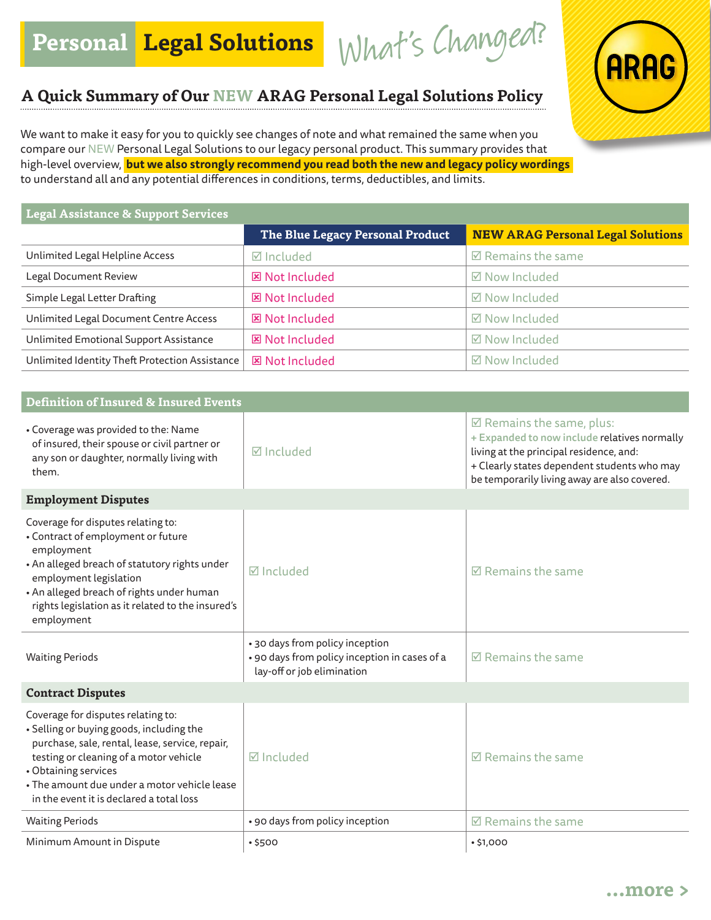# Personal Legal Solutions *What's Changed?*

ARAG

## A Quick Summary of Our NEW ARAG Personal Legal Solutions Policy

We want to make it easy for you to quickly see changes of note and what remained the same when you compare our NEW Personal Legal Solutions to our legacy personal product. This summary provides that high-level overview, **but we also strongly recommend you read both the new and legacy policy wordings** to understand all and any potential differences in conditions, terms, deductibles, and limits.

| Legal Assistance & Support Services | | |
|---|---|---|
| | **The Blue Legacy Personal Product** | **NEW ARAG Personal Legal Solutions** |
| Unlimited Legal Helpline Access | ☑ Included | ☑ Remains the same |
| Legal Document Review | ☒ Not Included | ☑ Now Included |
| Simple Legal Letter Drafting | ☒ Not Included | ☑ Now Included |
| Unlimited Legal Document Centre Access | ☒ Not Included | ☑ Now Included |
| Unlimited Emotional Support Assistance | ☒ Not Included | ☑ Now Included |
| Unlimited Identity Theft Protection Assistance | ☒ Not Included | ☑ Now Included |

| Definition of Insured & Insured Events | | |
|---|---|---|
| • Coverage was provided to the: Name of insured, their spouse or civil partner or any son or daughter, normally living with them. | ☑ Included | ☑ Remains the same, plus:<br>+ **Expanded to now include** relatives normally living at the principal residence, and:<br>+ Clearly states dependent students who may be temporarily living away are also covered. |
| **Employment Disputes** | | |
| Coverage for disputes relating to:<br>• Contract of employment or future employment<br>• An alleged breach of statutory rights under employment legislation<br>• An alleged breach of rights under human rights legislation as it related to the insured's employment | ☑ Included | ☑ Remains the same |
| Waiting Periods | • 30 days from policy inception<br>• 90 days from policy inception in cases of a lay-off or job elimination | ☑ Remains the same |
| **Contract Disputes** | | |
| Coverage for disputes relating to:<br>• Selling or buying goods, including the purchase, sale, rental, lease, service, repair, testing or cleaning of a motor vehicle<br>• Obtaining services<br>• The amount due under a motor vehicle lease in the event it is declared a total loss | ☑ Included | ☑ Remains the same |
| Waiting Periods | • 90 days from policy inception | ☑ Remains the same |
| Minimum Amount in Dispute | • $500 | • $1,000 |

...more >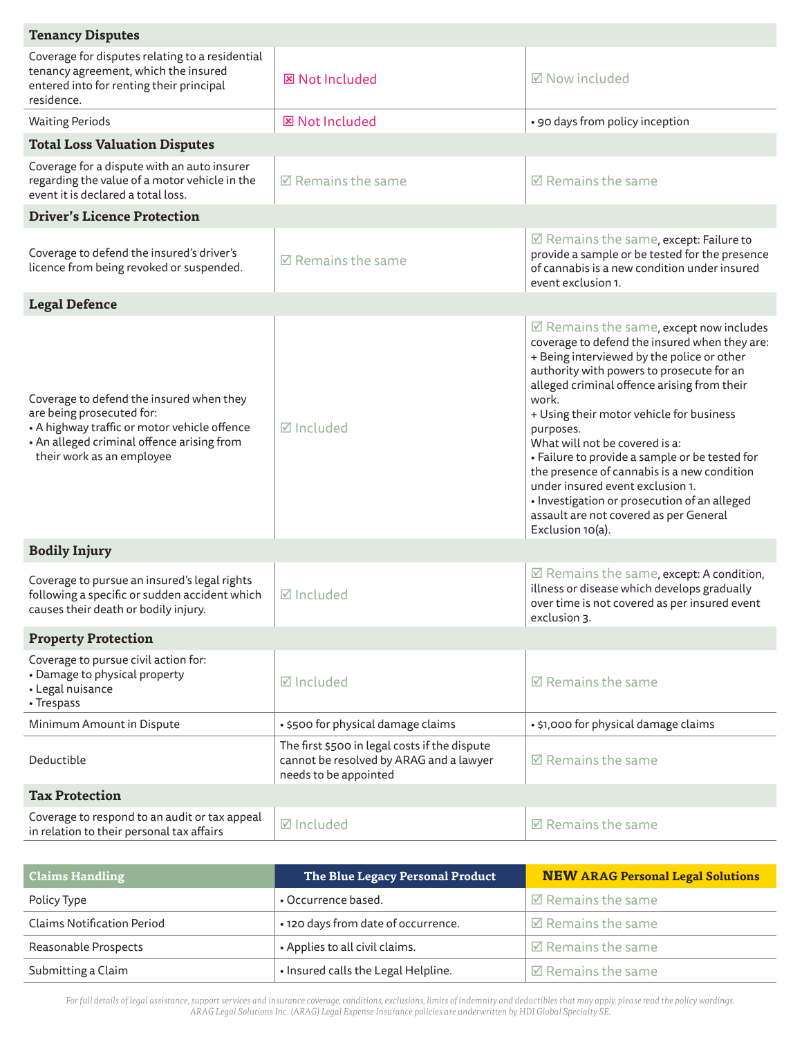| | | |
|---|---|---|
| **Tenancy Disputes** | | |
| Coverage for disputes relating to a residential tenancy agreement, which the insured entered into for renting their principal residence. | ☒ Not Included | ☑ Now included |
| Waiting Periods | ☒ Not Included | • 90 days from policy inception |
| **Total Loss Valuation Disputes** | | |
| Coverage for a dispute with an auto insurer regarding the value of a motor vehicle in the event it is declared a total loss. | ☑ Remains the same | ☑ Remains the same |
| **Driver's Licence Protection** | | |
| Coverage to defend the insured's driver's licence from being revoked or suspended. | ☑ Remains the same | ☑ Remains the same, except: Failure to provide a sample or be tested for the presence of cannabis is a new condition under insured event exclusion 1. |
| **Legal Defence** | | |
| Coverage to defend the insured when they are being prosecuted for:<br>• A highway traffic or motor vehicle offence<br>• An alleged criminal offence arising from their work as an employee | ☑ Included | ☑ Remains the same, except now includes coverage to defend the insured when they are:<br>+ Being interviewed by the police or other authority with powers to prosecute for an alleged criminal offence arising from their work.<br>+ Using their motor vehicle for business purposes.<br>What will not be covered is a:<br>• Failure to provide a sample or be tested for the presence of cannabis is a new condition under insured event exclusion 1.<br>• Investigation or prosecution of an alleged assault are not covered as per General Exclusion 10(a). |
| **Bodily Injury** | | |
| Coverage to pursue an insured's legal rights following a specific or sudden accident which causes their death or bodily injury. | ☑ Included | ☑ Remains the same, except: A condition, illness or disease which develops gradually over time is not covered as per insured event exclusion 3. |
| **Property Protection** | | |
| Coverage to pursue civil action for:<br>• Damage to physical property<br>• Legal nuisance<br>• Trespass | ☑ Included | ☑ Remains the same |
| Minimum Amount in Dispute | • $500 for physical damage claims | • $1,000 for physical damage claims |
| Deductible | The first $500 in legal costs if the dispute cannot be resolved by ARAG and a lawyer needs to be appointed | ☑ Remains the same |
| **Tax Protection** | | |
| Coverage to respond to an audit or tax appeal in relation to their personal tax affairs | ☑ Included | ☑ Remains the same |

| Claims Handling | The Blue Legacy Personal Product | NEW ARAG Personal Legal Solutions |
|---|---|---|
| Policy Type | • Occurrence based. | ☑ Remains the same |
| Claims Notification Period | • 120 days from date of occurrence. | ☑ Remains the same |
| Reasonable Prospects | • Applies to all civil claims. | ☑ Remains the same |
| Submitting a Claim | • Insured calls the Legal Helpline. | ☑ Remains the same |

*For full details of legal assistance, support services and insurance coverage, conditions, exclusions, limits of indemnity and deductibles that may apply, please read the policy wordings. ARAG Legal Solutions Inc. (ARAG) Legal Expense Insurance policies are underwritten by HDI Global Specialty SE.*